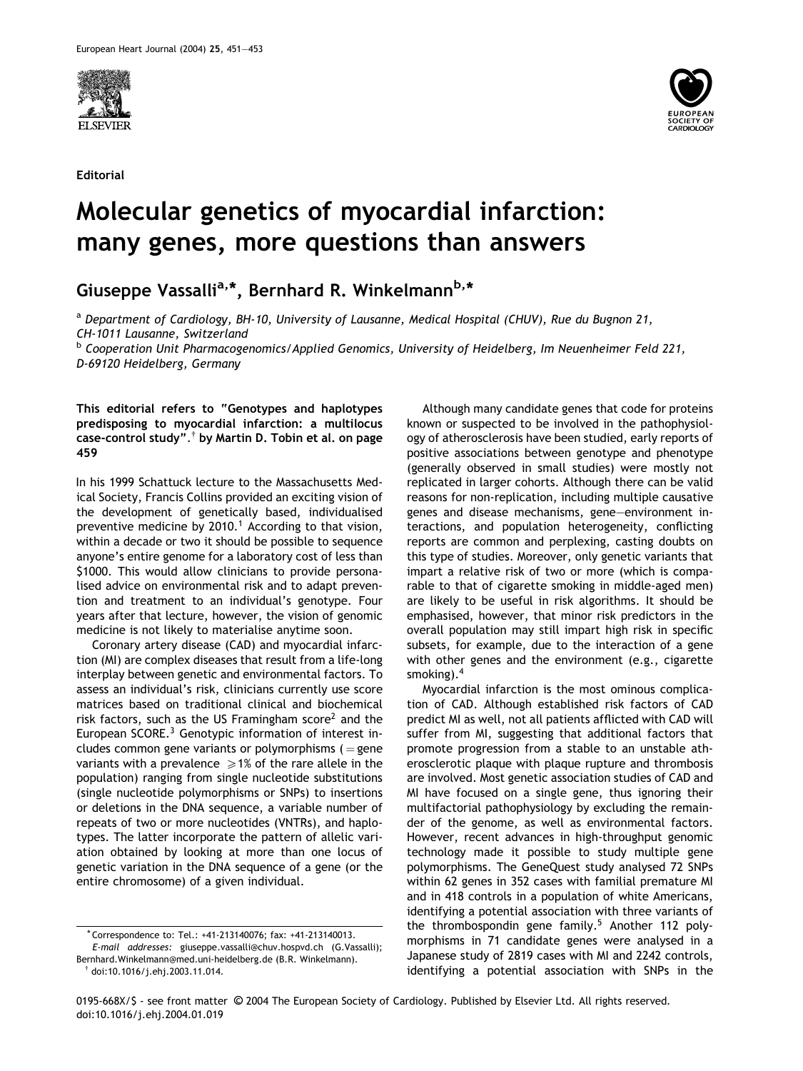Editorial

# Molecular genetics of myocardial infarction: many genes, more questions than answers

**Giuseppe Vassalli[a,*], Bernhard R. Winkelmann[b,*]**

[a] *Department of Cardiology, BH-10, University of Lausanne, Medical Hospital (CHUV), Rue du Bugnon 21, CH-1011 Lausanne, Switzerland*

[b] *Cooperation Unit Pharmacogenomics/Applied Genomics, University of Heidelberg, Im Neuenheimer Feld 221, D-69120 Heidelberg, Germany*

**This editorial refers to "Genotypes and haplotypes predisposing to myocardial infarction: a multilocus case-control study".[†] by Martin D. Tobin et al. on page 459**

In his 1999 Schattuck lecture to the Massachusetts Medical Society, Francis Collins provided an exciting vision of the development of genetically based, individualised preventive medicine by 2010.[1] According to that vision, within a decade or two it should be possible to sequence anyone's entire genome for a laboratory cost of less than $1000. This would allow clinicians to provide personalised advice on environmental risk and to adapt prevention and treatment to an individual's genotype. Four years after that lecture, however, the vision of genomic medicine is not likely to materialise anytime soon.

Coronary artery disease (CAD) and myocardial infarction (MI) are complex diseases that result from a life-long interplay between genetic and environmental factors. To assess an individual's risk, clinicians currently use score matrices based on traditional clinical and biochemical risk factors, such as the US Framingham score[2] and the European SCORE.[3] Genotypic information of interest includes common gene variants or polymorphisms (= gene variants with a prevalence $\geqslant 1\%$ of the rare allele in the population) ranging from single nucleotide substitutions (single nucleotide polymorphisms or SNPs) to insertions or deletions in the DNA sequence, a variable number of repeats of two or more nucleotides (VNTRs), and haplotypes. The latter incorporate the pattern of allelic variation obtained by looking at more than one locus of genetic variation in the DNA sequence of a gene (or the entire chromosome) of a given individual.

Although many candidate genes that code for proteins known or suspected to be involved in the pathophysiology of atherosclerosis have been studied, early reports of positive associations between genotype and phenotype (generally observed in small studies) were mostly not replicated in larger cohorts. Although there can be valid reasons for non-replication, including multiple causative genes and disease mechanisms, gene–environment interactions, and population heterogeneity, conflicting reports are common and perplexing, casting doubts on this type of studies. Moreover, only genetic variants that impart a relative risk of two or more (which is comparable to that of cigarette smoking in middle-aged men) are likely to be useful in risk algorithms. It should be emphasised, however, that minor risk predictors in the overall population may still impart high risk in specific subsets, for example, due to the interaction of a gene with other genes and the environment (e.g., cigarette smoking).[4]

Myocardial infarction is the most ominous complication of CAD. Although established risk factors of CAD predict MI as well, not all patients afflicted with CAD will suffer from MI, suggesting that additional factors that promote progression from a stable to an unstable atherosclerotic plaque with plaque rupture and thrombosis are involved. Most genetic association studies of CAD and MI have focused on a single gene, thus ignoring their multifactorial pathophysiology by excluding the remainder of the genome, as well as environmental factors. However, recent advances in high-throughput genomic technology made it possible to study multiple gene polymorphisms. The GeneQuest study analysed 72 SNPs within 62 genes in 352 cases with familial premature MI and in 418 controls in a population of white Americans, identifying a potential association with three variants of the thrombospondin gene family.[5] Another 112 polymorphisms in 71 candidate genes were analysed in a Japanese study of 2819 cases with MI and 2242 controls, identifying a potential association with SNPs in the

---

* Correspondence to: Tel.: +41-213140076; fax: +41-213140013.
*E-mail addresses:* giuseppe.vassalli@chuv.hospvd.ch (G.Vassalli); Bernhard.Winkelmann@med.uni-heidelberg.de (B.R. Winkelmann).
† doi:10.1016/j.ehj.2003.11.014.

0195-668X/$ - see front matter © 2004 The European Society of Cardiology. Published by Elsevier Ltd. All rights reserved.
doi:10.1016/j.ehj.2004.01.019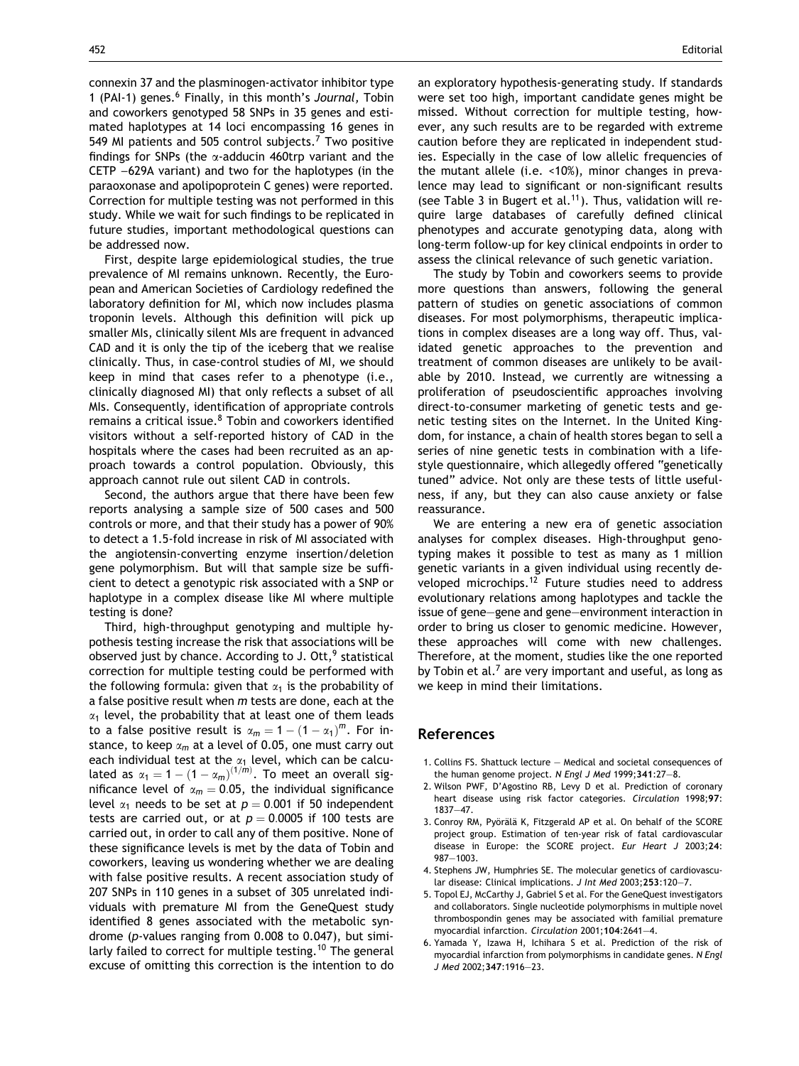connexin 37 and the plasminogen-activator inhibitor type 1 (PAI-1) genes.[6] Finally, in this month's *Journal*, Tobin and coworkers genotyped 58 SNPs in 35 genes and estimated haplotypes at 14 loci encompassing 16 genes in 549 MI patients and 505 control subjects.[7] Two positive findings for SNPs (the $\alpha$-adducin 460trp variant and the CETP −629A variant) and two for the haplotypes (in the paraoxonase and apolipoprotein C genes) were reported. Correction for multiple testing was not performed in this study. While we wait for such findings to be replicated in future studies, important methodological questions can be addressed now.

First, despite large epidemiological studies, the true prevalence of MI remains unknown. Recently, the European and American Societies of Cardiology redefined the laboratory definition for MI, which now includes plasma troponin levels. Although this definition will pick up smaller MIs, clinically silent MIs are frequent in advanced CAD and it is only the tip of the iceberg that we realise clinically. Thus, in case-control studies of MI, we should keep in mind that cases refer to a phenotype (i.e., clinically diagnosed MI) that only reflects a subset of all MIs. Consequently, identification of appropriate controls remains a critical issue.[8] Tobin and coworkers identified visitors without a self-reported history of CAD in the hospitals where the cases had been recruited as an approach towards a control population. Obviously, this approach cannot rule out silent CAD in controls.

Second, the authors argue that there have been few reports analysing a sample size of 500 cases and 500 controls or more, and that their study has a power of 90% to detect a 1.5-fold increase in risk of MI associated with the angiotensin-converting enzyme insertion/deletion gene polymorphism. But will that sample size be sufficient to detect a genotypic risk associated with a SNP or haplotype in a complex disease like MI where multiple testing is done?

Third, high-throughput genotyping and multiple hypothesis testing increase the risk that associations will be observed just by chance. According to J. Ott,[9] statistical correction for multiple testing could be performed with the following formula: given that $\alpha_1$ is the probability of a false positive result when $m$ tests are done, each at the $\alpha_1$ level, the probability that at least one of them leads to a false positive result is $\alpha_m = 1 - (1 - \alpha_1)^m$. For instance, to keep $\alpha_m$ at a level of 0.05, one must carry out each individual test at the $\alpha_1$ level, which can be calculated as $\alpha_1 = 1 - (1 - \alpha_m)^{(1/m)}$. To meet an overall significance level of $\alpha_m = 0.05$, the individual significance level $\alpha_1$ needs to be set at $p = 0.001$ if 50 independent tests are carried out, or at $p = 0.0005$ if 100 tests are carried out, in order to call any of them positive. None of these significance levels is met by the data of Tobin and coworkers, leaving us wondering whether we are dealing with false positive results. A recent association study of 207 SNPs in 110 genes in a subset of 305 unrelated individuals with premature MI from the GeneQuest study identified 8 genes associated with the metabolic syndrome ($p$-values ranging from 0.008 to 0.047), but similarly failed to correct for multiple testing.[10] The general excuse of omitting this correction is the intention to do an exploratory hypothesis-generating study. If standards were set too high, important candidate genes might be missed. Without correction for multiple testing, however, any such results are to be regarded with extreme caution before they are replicated in independent studies. Especially in the case of low allelic frequencies of the mutant allele (i.e. <10%), minor changes in prevalence may lead to significant or non-significant results (see Table 3 in Bugert et al.[11]). Thus, validation will require large databases of carefully defined clinical phenotypes and accurate genotyping data, along with long-term follow-up for key clinical endpoints in order to assess the clinical relevance of such genetic variation.

The study by Tobin and coworkers seems to provide more questions than answers, following the general pattern of studies on genetic associations of common diseases. For most polymorphisms, therapeutic implications in complex diseases are a long way off. Thus, validated genetic approaches to the prevention and treatment of common diseases are unlikely to be available by 2010. Instead, we currently are witnessing a proliferation of pseudoscientific approaches involving direct-to-consumer marketing of genetic tests and genetic testing sites on the Internet. In the United Kingdom, for instance, a chain of health stores began to sell a series of nine genetic tests in combination with a lifestyle questionnaire, which allegedly offered "genetically tuned" advice. Not only are these tests of little usefulness, if any, but they can also cause anxiety or false reassurance.

We are entering a new era of genetic association analyses for complex diseases. High-throughput genotyping makes it possible to test as many as 1 million genetic variants in a given individual using recently developed microchips.[12] Future studies need to address evolutionary relations among haplotypes and tackle the issue of gene–gene and gene–environment interaction in order to bring us closer to genomic medicine. However, these approaches will come with new challenges. Therefore, at the moment, studies like the one reported by Tobin et al.[7] are very important and useful, as long as we keep in mind their limitations.

## References

1. Collins FS. Shattuck lecture — Medical and societal consequences of the human genome project. *N Engl J Med* 1999;**341**:27–8.
2. Wilson PWF, D'Agostino RB, Levy D et al. Prediction of coronary heart disease using risk factor categories. *Circulation* 1998;**97**: 1837–47.
3. Conroy RM, Pyörälä K, Fitzgerald AP et al. On behalf of the SCORE project group. Estimation of ten-year risk of fatal cardiovascular disease in Europe: the SCORE project. *Eur Heart J* 2003;**24**: 987–1003.
4. Stephens JW, Humphries SE. The molecular genetics of cardiovascular disease: Clinical implications. *J Int Med* 2003;**253**:120–7.
5. Topol EJ, McCarthy J, Gabriel S et al. For the GeneQuest investigators and collaborators. Single nucleotide polymorphisms in multiple novel thrombospondin genes may be associated with familial premature myocardial infarction. *Circulation* 2001;**104**:2641–4.
6. Yamada Y, Izawa H, Ichihara S et al. Prediction of the risk of myocardial infarction from polymorphisms in candidate genes. *N Engl J Med* 2002;**347**:1916–23.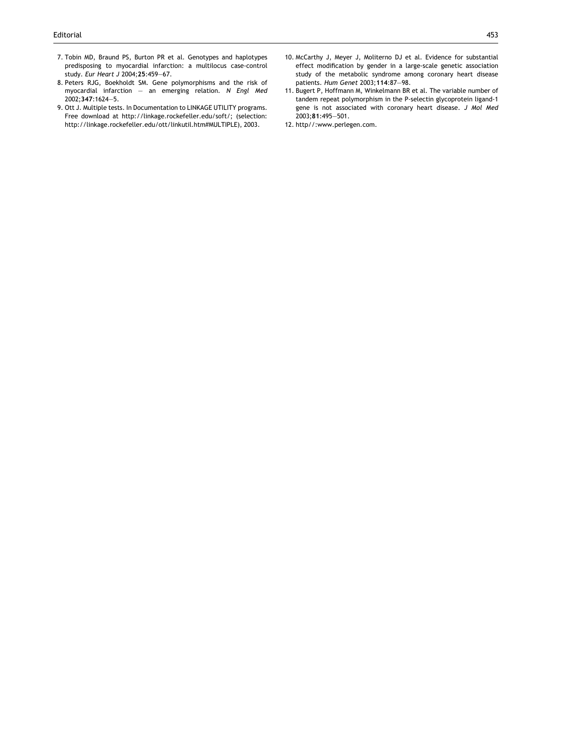7. Tobin MD, Braund PS, Burton PR et al. Genotypes and haplotypes predisposing to myocardial infarction: a multilocus case-control study. *Eur Heart J* 2004;**25**:459—67.
8. Peters RJG, Boekholdt SM. Gene polymorphisms and the risk of myocardial infarction — an emerging relation. *N Engl Med* 2002;**347**:1624—5.
9. Ott J. Multiple tests. In Documentation to LINKAGE UTILITY programs. Free download at http://linkage.rockefeller.edu/soft/; (selection: http://linkage.rockefeller.edu/ott/linkutil.htm#MULTIPLE), 2003.
10. McCarthy J, Meyer J, Moliterno DJ et al. Evidence for substantial effect modification by gender in a large-scale genetic association study of the metabolic syndrome among coronary heart disease patients. *Hum Genet* 2003;**114**:87—98.
11. Bugert P, Hoffmann M, Winkelmann BR et al. The variable number of tandem repeat polymorphism in the P-selectin glycoprotein ligand-1 gene is not associated with coronary heart disease. *J Mol Med* 2003;**81**:495—501.
12. http//:www.perlegen.com.